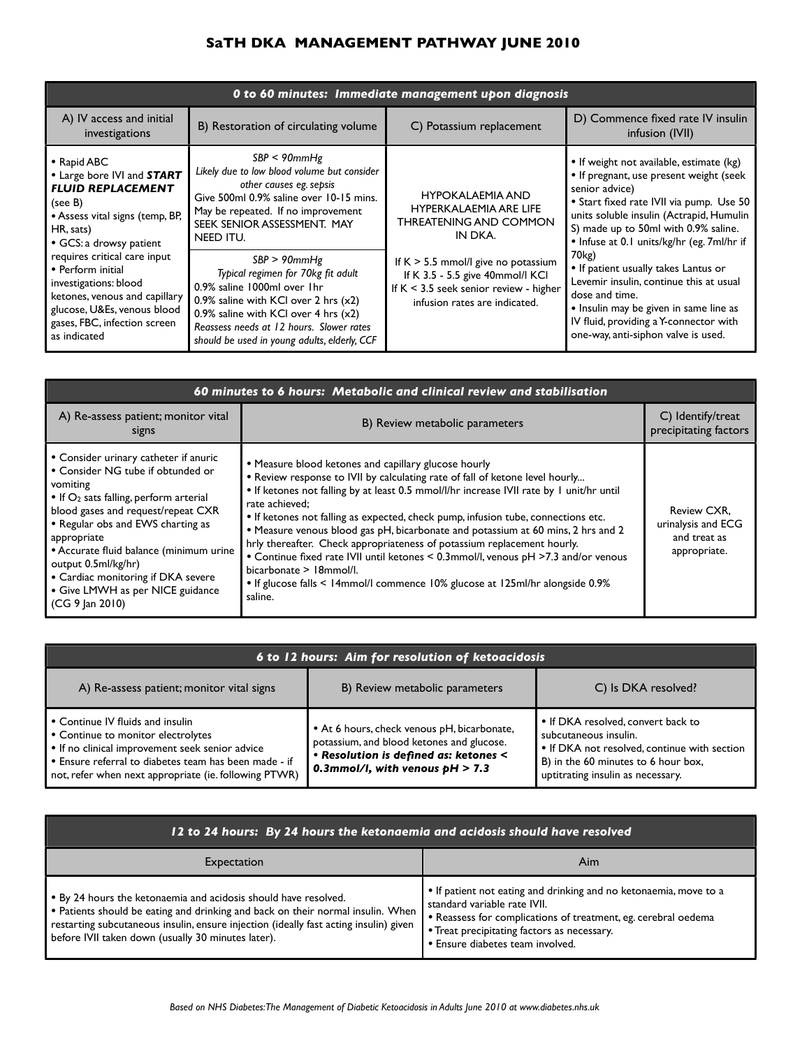# SaTH DKA MANAGEMENT PATHWAY JUNE 2010

| ***0 to 60 minutes: Immediate management upon diagnosis*** | | | |
|---|---|---|---|
| A) IV access and initial investigations | B) Restoration of circulating volume | C) Potassium replacement | D) Commence fixed rate IV insulin infusion (IVII) |
| • Rapid ABC<br>• Large bore IVI and ***START FLUID REPLACEMENT*** (see B)<br>• Assess vital signs (temp, BP, HR, sats)<br>• GCS: a drowsy patient requires critical care input<br>• Perform initial investigations: blood ketones, venous and capillary glucose, U&Es, venous blood gases, FBC, infection screen as indicated | *SBP < 90mmHg*<br>*Likely due to low blood volume but consider other causes eg. sepsis*<br>Give 500ml 0.9% saline over 10-15 mins. May be repeated. If no improvement SEEK SENIOR ASSESSMENT. MAY NEED ITU.<br><br>*SBP > 90mmHg*<br>*Typical regimen for 70kg fit adult*<br>0.9% saline 1000ml over 1hr<br>0.9% saline with KCl over 2 hrs (x2)<br>0.9% saline with KCl over 4 hrs (x2)<br>*Reassess needs at 12 hours. Slower rates should be used in young adults, elderly, CCF* | HYPOKALAEMIA AND HYPERKALAEMIA ARE LIFE THREATENING AND COMMON IN DKA.<br><br>If K > 5.5 mmol/l give no potassium<br>If K 3.5 - 5.5 give 40mmol/l KCl<br>If K < 3.5 seek senior review - higher infusion rates are indicated. | • If weight not available, estimate (kg)<br>• If pregnant, use present weight (seek senior advice)<br>• Start fixed rate IVII via pump. Use 50 units soluble insulin (Actrapid, Humulin S) made up to 50ml with 0.9% saline.<br>• Infuse at 0.1 units/kg/hr (eg. 7ml/hr if 70kg)<br>• If patient usually takes Lantus or Levemir insulin, continue this at usual dose and time.<br>• Insulin may be given in same line as IV fluid, providing a Y-connector with one-way, anti-siphon valve is used. |

| ***60 minutes to 6 hours: Metabolic and clinical review and stabilisation*** | | |
|---|---|---|
| A) Re-assess patient; monitor vital signs | B) Review metabolic parameters | C) Identify/treat precipitating factors |
| • Consider urinary catheter if anuric<br>• Consider NG tube if obtunded or vomiting<br>• If $O_2$ sats falling, perform arterial blood gases and request/repeat CXR<br>• Regular obs and EWS charting as appropriate<br>• Accurate fluid balance (minimum urine output 0.5ml/kg/hr)<br>• Cardiac monitoring if DKA severe<br>• Give LMWH as per NICE guidance (CG 9 Jan 2010) | • Measure blood ketones and capillary glucose hourly<br>• Review response to IVII by calculating rate of fall of ketone level hourly...<br>• If ketones not falling by at least 0.5 mmol/l/hr increase IVII rate by 1 unit/hr until rate achieved;<br>• If ketones not falling as expected, check pump, infusion tube, connections etc.<br>• Measure venous blood gas pH, bicarbonate and potassium at 60 mins, 2 hrs and 2 hrly thereafter. Check appropriateness of potassium replacement hourly.<br>• Continue fixed rate IVII until ketones < 0.3mmol/l, venous pH >7.3 and/or venous bicarbonate > 18mmol/l.<br>• If glucose falls < 14mmol/l commence 10% glucose at 125ml/hr alongside 0.9% saline. | Review CXR, urinalysis and ECG and treat as appropriate. |

| ***6 to 12 hours: Aim for resolution of ketoacidosis*** | | |
|---|---|---|
| A) Re-assess patient; monitor vital signs | B) Review metabolic parameters | C) Is DKA resolved? |
| • Continue IV fluids and insulin<br>• Continue to monitor electrolytes<br>• If no clinical improvement seek senior advice<br>• Ensure referral to diabetes team has been made - if not, refer when next appropriate (ie. following PTWR) | • At 6 hours, check venous pH, bicarbonate, potassium, and blood ketones and glucose.<br>***• Resolution is defined as: ketones < 0.3mmol/l, with venous pH > 7.3*** | • If DKA resolved, convert back to subcutaneous insulin.<br>• If DKA not resolved, continue with section B) in the 60 minutes to 6 hour box, uptitrating insulin as necessary. |

| ***12 to 24 hours: By 24 hours the ketonaemia and acidosis should have resolved*** | |
|---|---|
| Expectation | Aim |
| • By 24 hours the ketonaemia and acidosis should have resolved.<br>• Patients should be eating and drinking and back on their normal insulin. When restarting subcutaneous insulin, ensure injection (ideally fast acting insulin) given before IVII taken down (usually 30 minutes later). | • If patient not eating and drinking and no ketonaemia, move to a standard variable rate IVII.<br>• Reassess for complications of treatment, eg. cerebral oedema<br>• Treat precipitating factors as necessary.<br>• Ensure diabetes team involved. |

*Based on NHS Diabetes: The Management of Diabetic Ketoacidosis in Adults June 2010 at www.diabetes.nhs.uk*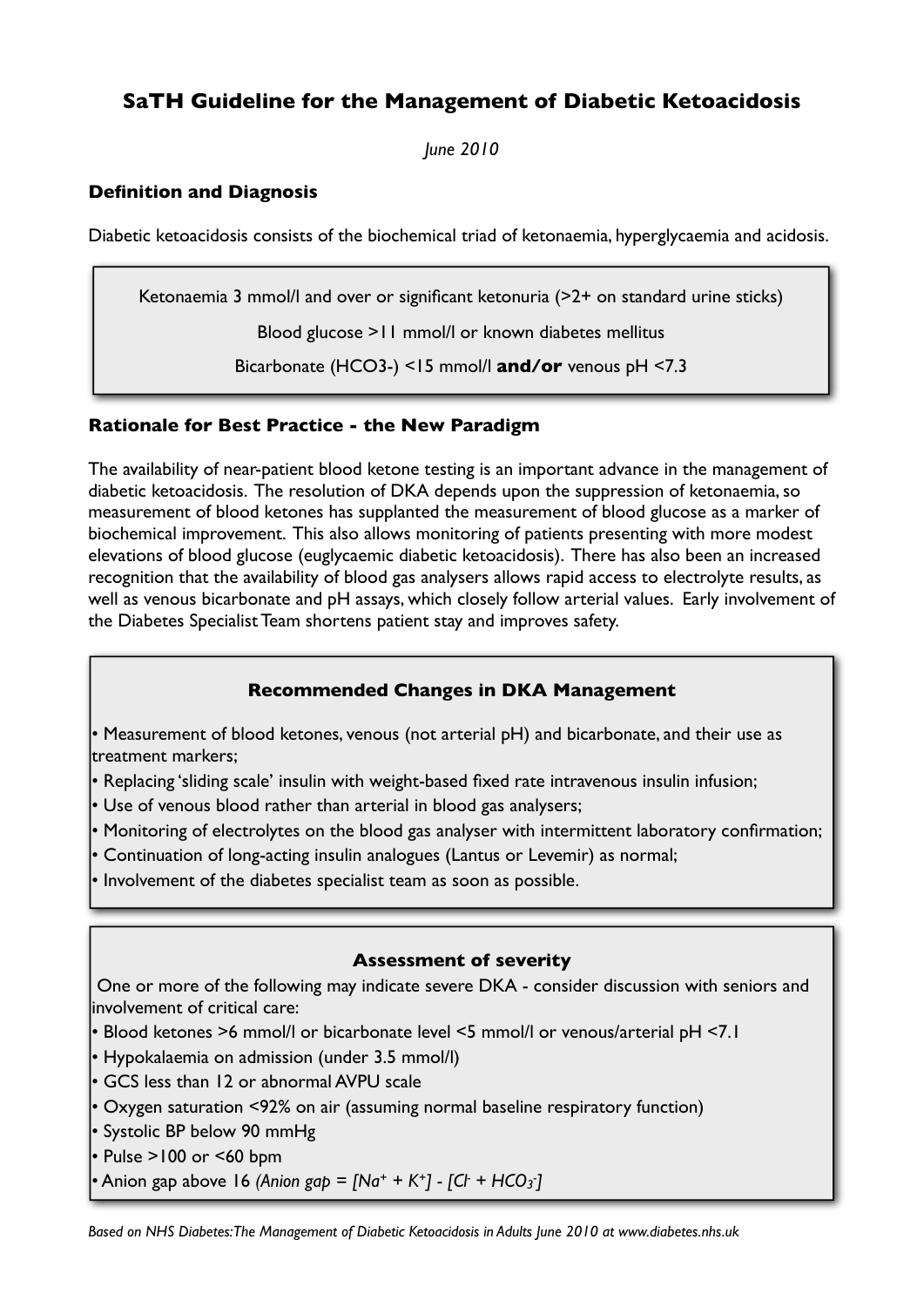# SaTH Guideline for the Management of Diabetic Ketoacidosis

*June 2010*

### Definition and Diagnosis

Diabetic ketoacidosis consists of the biochemical triad of ketonaemia, hyperglycaemia and acidosis.

> Ketonaemia 3 mmol/l and over or significant ketonuria (>2+ on standard urine sticks)
>
> Blood glucose >11 mmol/l or known diabetes mellitus
>
> Bicarbonate (HCO3-) <15 mmol/l **and/or** venous pH <7.3

### Rationale for Best Practice - the New Paradigm

The availability of near-patient blood ketone testing is an important advance in the management of diabetic ketoacidosis. The resolution of DKA depends upon the suppression of ketonaemia, so measurement of blood ketones has supplanted the measurement of blood glucose as a marker of biochemical improvement. This also allows monitoring of patients presenting with more modest elevations of blood glucose (euglycaemic diabetic ketoacidosis). There has also been an increased recognition that the availability of blood gas analysers allows rapid access to electrolyte results, as well as venous bicarbonate and pH assays, which closely follow arterial values. Early involvement of the Diabetes Specialist Team shortens patient stay and improves safety.

### Recommended Changes in DKA Management

- Measurement of blood ketones, venous (not arterial pH) and bicarbonate, and their use as treatment markers;
- Replacing 'sliding scale' insulin with weight-based fixed rate intravenous insulin infusion;
- Use of venous blood rather than arterial in blood gas analysers;
- Monitoring of electrolytes on the blood gas analyser with intermittent laboratory confirmation;
- Continuation of long-acting insulin analogues (Lantus or Levemir) as normal;
- Involvement of the diabetes specialist team as soon as possible.

### Assessment of severity

One or more of the following may indicate severe DKA - consider discussion with seniors and involvement of critical care:

- Blood ketones >6 mmol/l or bicarbonate level <5 mmol/l or venous/arterial pH <7.1
- Hypokalaemia on admission (under 3.5 mmol/l)
- GCS less than 12 or abnormal AVPU scale
- Oxygen saturation <92% on air (assuming normal baseline respiratory function)
- Systolic BP below 90 mmHg
- Pulse >100 or <60 bpm
- Anion gap above 16 *(Anion gap = $[Na^+ + K^+] - [Cl^- + HCO_3^-]$)*

*Based on NHS Diabetes: The Management of Diabetic Ketoacidosis in Adults June 2010 at www.diabetes.nhs.uk*